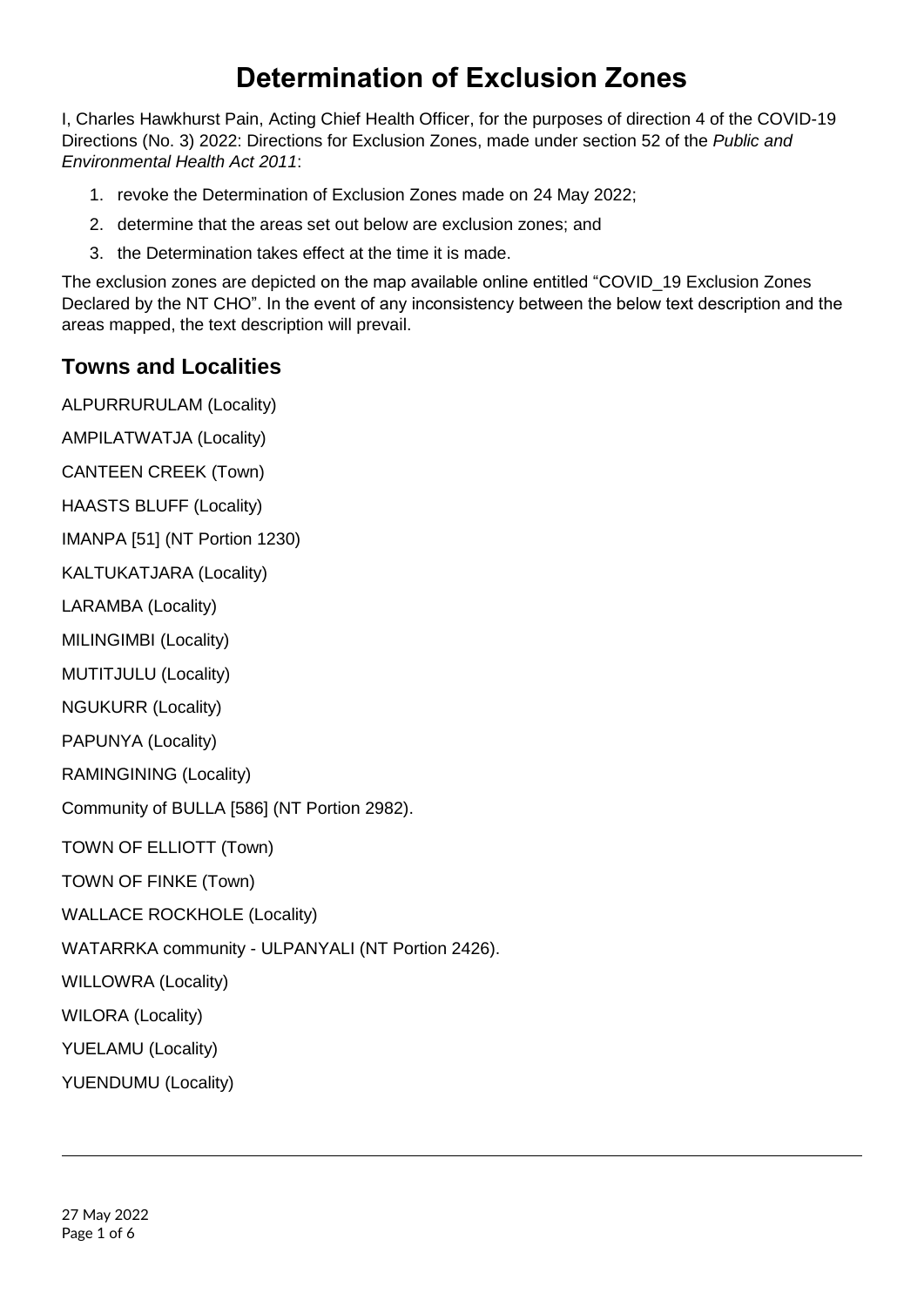# Determination of Exclusion Zones

I, Charles Hawkhurst Pain, Acting Chief Health Officer, for the purposes of direction 4 of the COVID-19 Directions (No. 3) 2022: Directions for Exclusion Zones, made under section 52 of the *Public and Environmental Health Act 2011*:

1. revoke the Determination of Exclusion Zones made on 24 May 2022;
2. determine that the areas set out below are exclusion zones; and
3. the Determination takes effect at the time it is made.

The exclusion zones are depicted on the map available online entitled "COVID_19 Exclusion Zones Declared by the NT CHO". In the event of any inconsistency between the below text description and the areas mapped, the text description will prevail.

## Towns and Localities

ALPURRURULAM (Locality)

AMPILATWATJA (Locality)

CANTEEN CREEK (Town)

HAASTS BLUFF (Locality)

IMANPA [51] (NT Portion 1230)

KALTUKATJARA (Locality)

LARAMBA (Locality)

MILINGIMBI (Locality)

MUTITJULU (Locality)

NGUKURR (Locality)

PAPUNYA (Locality)

RAMINGINING (Locality)

Community of BULLA [586] (NT Portion 2982).

TOWN OF ELLIOTT (Town)

TOWN OF FINKE (Town)

WALLACE ROCKHOLE (Locality)

WATARRKA community - ULPANYALI (NT Portion 2426).

WILLOWRA (Locality)

WILORA (Locality)

YUELAMU (Locality)

YUENDUMU (Locality)

27 May 2022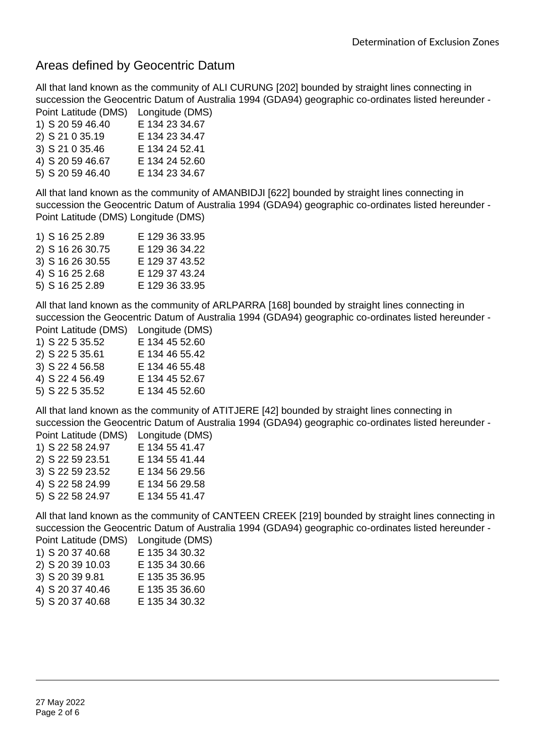## Areas defined by Geocentric Datum

All that land known as the community of ALI CURUNG [202] bounded by straight lines connecting in succession the Geocentric Datum of Australia 1994 (GDA94) geographic co-ordinates listed hereunder -

| Point Latitude (DMS) | Longitude (DMS) |
|---|---|
| 1) S 20 59 46.40 | E 134 23 34.67 |
| 2) S 21 0 35.19 | E 134 23 34.47 |
| 3) S 21 0 35.46 | E 134 24 52.41 |
| 4) S 20 59 46.67 | E 134 24 52.60 |
| 5) S 20 59 46.40 | E 134 23 34.67 |

All that land known as the community of AMANBIDJI [622] bounded by straight lines connecting in succession the Geocentric Datum of Australia 1994 (GDA94) geographic co-ordinates listed hereunder -

| Point Latitude (DMS) | Longitude (DMS) |
|---|---|
| 1) S 16 25 2.89 | E 129 36 33.95 |
| 2) S 16 26 30.75 | E 129 36 34.22 |
| 3) S 16 26 30.55 | E 129 37 43.52 |
| 4) S 16 25 2.68 | E 129 37 43.24 |
| 5) S 16 25 2.89 | E 129 36 33.95 |

All that land known as the community of ARLPARRA [168] bounded by straight lines connecting in succession the Geocentric Datum of Australia 1994 (GDA94) geographic co-ordinates listed hereunder -

| Point Latitude (DMS) | Longitude (DMS) |
|---|---|
| 1) S 22 5 35.52 | E 134 45 52.60 |
| 2) S 22 5 35.61 | E 134 46 55.42 |
| 3) S 22 4 56.58 | E 134 46 55.48 |
| 4) S 22 4 56.49 | E 134 45 52.67 |
| 5) S 22 5 35.52 | E 134 45 52.60 |

All that land known as the community of ATITJERE [42] bounded by straight lines connecting in succession the Geocentric Datum of Australia 1994 (GDA94) geographic co-ordinates listed hereunder -

| Point Latitude (DMS) | Longitude (DMS) |
|---|---|
| 1) S 22 58 24.97 | E 134 55 41.47 |
| 2) S 22 59 23.51 | E 134 55 41.44 |
| 3) S 22 59 23.52 | E 134 56 29.56 |
| 4) S 22 58 24.99 | E 134 56 29.58 |
| 5) S 22 58 24.97 | E 134 55 41.47 |

All that land known as the community of CANTEEN CREEK [219] bounded by straight lines connecting in succession the Geocentric Datum of Australia 1994 (GDA94) geographic co-ordinates listed hereunder -

| Point Latitude (DMS) | Longitude (DMS) |
|---|---|
| 1) S 20 37 40.68 | E 135 34 30.32 |
| 2) S 20 39 10.03 | E 135 34 30.66 |
| 3) S 20 39 9.81 | E 135 35 36.95 |
| 4) S 20 37 40.46 | E 135 35 36.60 |
| 5) S 20 37 40.68 | E 135 34 30.32 |

27 May 2022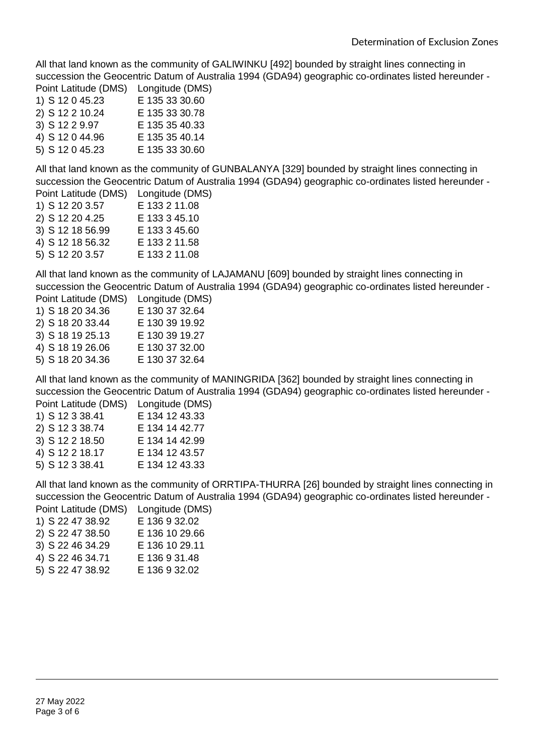All that land known as the community of GALIWINKU [492] bounded by straight lines connecting in succession the Geocentric Datum of Australia 1994 (GDA94) geographic co-ordinates listed hereunder -

| Point Latitude (DMS) | Longitude (DMS) |
|---|---|
| 1) S 12 0 45.23 | E 135 33 30.60 |
| 2) S 12 2 10.24 | E 135 33 30.78 |
| 3) S 12 2 9.97 | E 135 35 40.33 |
| 4) S 12 0 44.96 | E 135 35 40.14 |
| 5) S 12 0 45.23 | E 135 33 30.60 |

All that land known as the community of GUNBALANYA [329] bounded by straight lines connecting in succession the Geocentric Datum of Australia 1994 (GDA94) geographic co-ordinates listed hereunder -

| Point Latitude (DMS) | Longitude (DMS) |
|---|---|
| 1) S 12 20 3.57 | E 133 2 11.08 |
| 2) S 12 20 4.25 | E 133 3 45.10 |
| 3) S 12 18 56.99 | E 133 3 45.60 |
| 4) S 12 18 56.32 | E 133 2 11.58 |
| 5) S 12 20 3.57 | E 133 2 11.08 |

All that land known as the community of LAJAMANU [609] bounded by straight lines connecting in succession the Geocentric Datum of Australia 1994 (GDA94) geographic co-ordinates listed hereunder -

| Point Latitude (DMS) | Longitude (DMS) |
|---|---|
| 1) S 18 20 34.36 | E 130 37 32.64 |
| 2) S 18 20 33.44 | E 130 39 19.92 |
| 3) S 18 19 25.13 | E 130 39 19.27 |
| 4) S 18 19 26.06 | E 130 37 32.00 |
| 5) S 18 20 34.36 | E 130 37 32.64 |

All that land known as the community of MANINGRIDA [362] bounded by straight lines connecting in succession the Geocentric Datum of Australia 1994 (GDA94) geographic co-ordinates listed hereunder -

| Point Latitude (DMS) | Longitude (DMS) |
|---|---|
| 1) S 12 3 38.41 | E 134 12 43.33 |
| 2) S 12 3 38.74 | E 134 14 42.77 |
| 3) S 12 2 18.50 | E 134 14 42.99 |
| 4) S 12 2 18.17 | E 134 12 43.57 |
| 5) S 12 3 38.41 | E 134 12 43.33 |

All that land known as the community of ORRTIPA-THURRA [26] bounded by straight lines connecting in succession the Geocentric Datum of Australia 1994 (GDA94) geographic co-ordinates listed hereunder -

| Point Latitude (DMS) | Longitude (DMS) |
|---|---|
| 1) S 22 47 38.92 | E 136 9 32.02 |
| 2) S 22 47 38.50 | E 136 10 29.66 |
| 3) S 22 46 34.29 | E 136 10 29.11 |
| 4) S 22 46 34.71 | E 136 9 31.48 |
| 5) S 22 47 38.92 | E 136 9 32.02 |

27 May 2022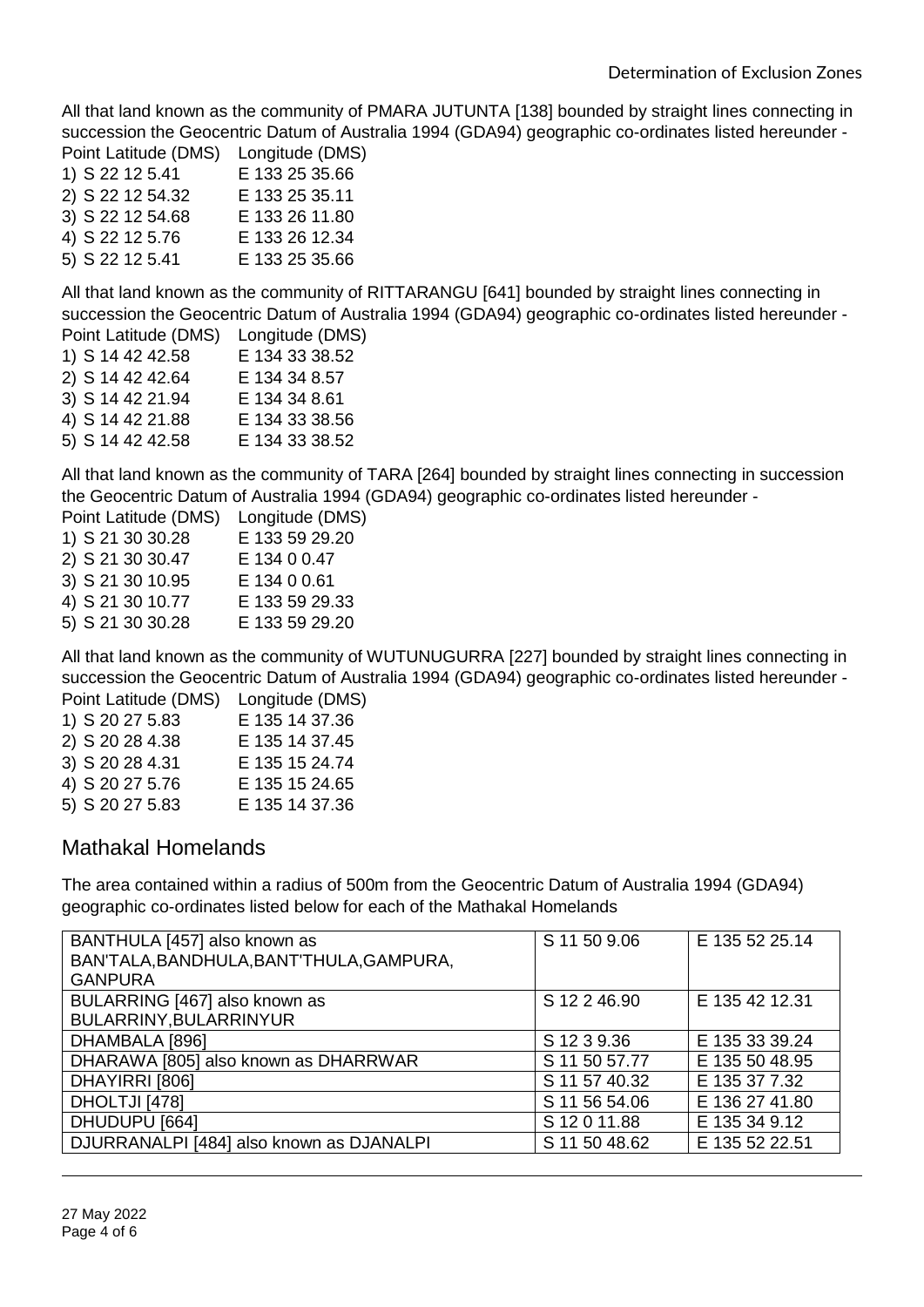All that land known as the community of PMARA JUTUNTA [138] bounded by straight lines connecting in succession the Geocentric Datum of Australia 1994 (GDA94) geographic co-ordinates listed hereunder -

| Point Latitude (DMS) | Longitude (DMS) |
|---|---|
| 1) S 22 12 5.41 | E 133 25 35.66 |
| 2) S 22 12 54.32 | E 133 25 35.11 |
| 3) S 22 12 54.68 | E 133 26 11.80 |
| 4) S 22 12 5.76 | E 133 26 12.34 |
| 5) S 22 12 5.41 | E 133 25 35.66 |

All that land known as the community of RITTARANGU [641] bounded by straight lines connecting in succession the Geocentric Datum of Australia 1994 (GDA94) geographic co-ordinates listed hereunder -

| Point Latitude (DMS) | Longitude (DMS) |
|---|---|
| 1) S 14 42 42.58 | E 134 33 38.52 |
| 2) S 14 42 42.64 | E 134 34 8.57 |
| 3) S 14 42 21.94 | E 134 34 8.61 |
| 4) S 14 42 21.88 | E 134 33 38.56 |
| 5) S 14 42 42.58 | E 134 33 38.52 |

All that land known as the community of TARA [264] bounded by straight lines connecting in succession the Geocentric Datum of Australia 1994 (GDA94) geographic co-ordinates listed hereunder -

| Point Latitude (DMS) | Longitude (DMS) |
|---|---|
| 1) S 21 30 30.28 | E 133 59 29.20 |
| 2) S 21 30 30.47 | E 134 0 0.47 |
| 3) S 21 30 10.95 | E 134 0 0.61 |
| 4) S 21 30 10.77 | E 133 59 29.33 |
| 5) S 21 30 30.28 | E 133 59 29.20 |

All that land known as the community of WUTUNUGURRA [227] bounded by straight lines connecting in succession the Geocentric Datum of Australia 1994 (GDA94) geographic co-ordinates listed hereunder -

| Point Latitude (DMS) | Longitude (DMS) |
|---|---|
| 1) S 20 27 5.83 | E 135 14 37.36 |
| 2) S 20 28 4.38 | E 135 14 37.45 |
| 3) S 20 28 4.31 | E 135 15 24.74 |
| 4) S 20 27 5.76 | E 135 15 24.65 |
| 5) S 20 27 5.83 | E 135 14 37.36 |

## Mathakal Homelands

The area contained within a radius of 500m from the Geocentric Datum of Australia 1994 (GDA94) geographic co-ordinates listed below for each of the Mathakal Homelands

| | | |
|---|---|---|
| BANTHULA [457] also known as BAN'TALA,BANDHULA,BANT'THULA,GAMPURA, GANPURA | S 11 50 9.06 | E 135 52 25.14 |
| BULARRING [467] also known as BULARRINY,BULARRINYUR | S 12 2 46.90 | E 135 42 12.31 |
| DHAMBALA [896] | S 12 3 9.36 | E 135 33 39.24 |
| DHARAWA [805] also known as DHARRWAR | S 11 50 57.77 | E 135 50 48.95 |
| DHAYIRRI [806] | S 11 57 40.32 | E 135 37 7.32 |
| DHOLTJI [478] | S 11 56 54.06 | E 136 27 41.80 |
| DHUDUPU [664] | S 12 0 11.88 | E 135 34 9.12 |
| DJURRANALPI [484] also known as DJANALPI | S 11 50 48.62 | E 135 52 22.51 |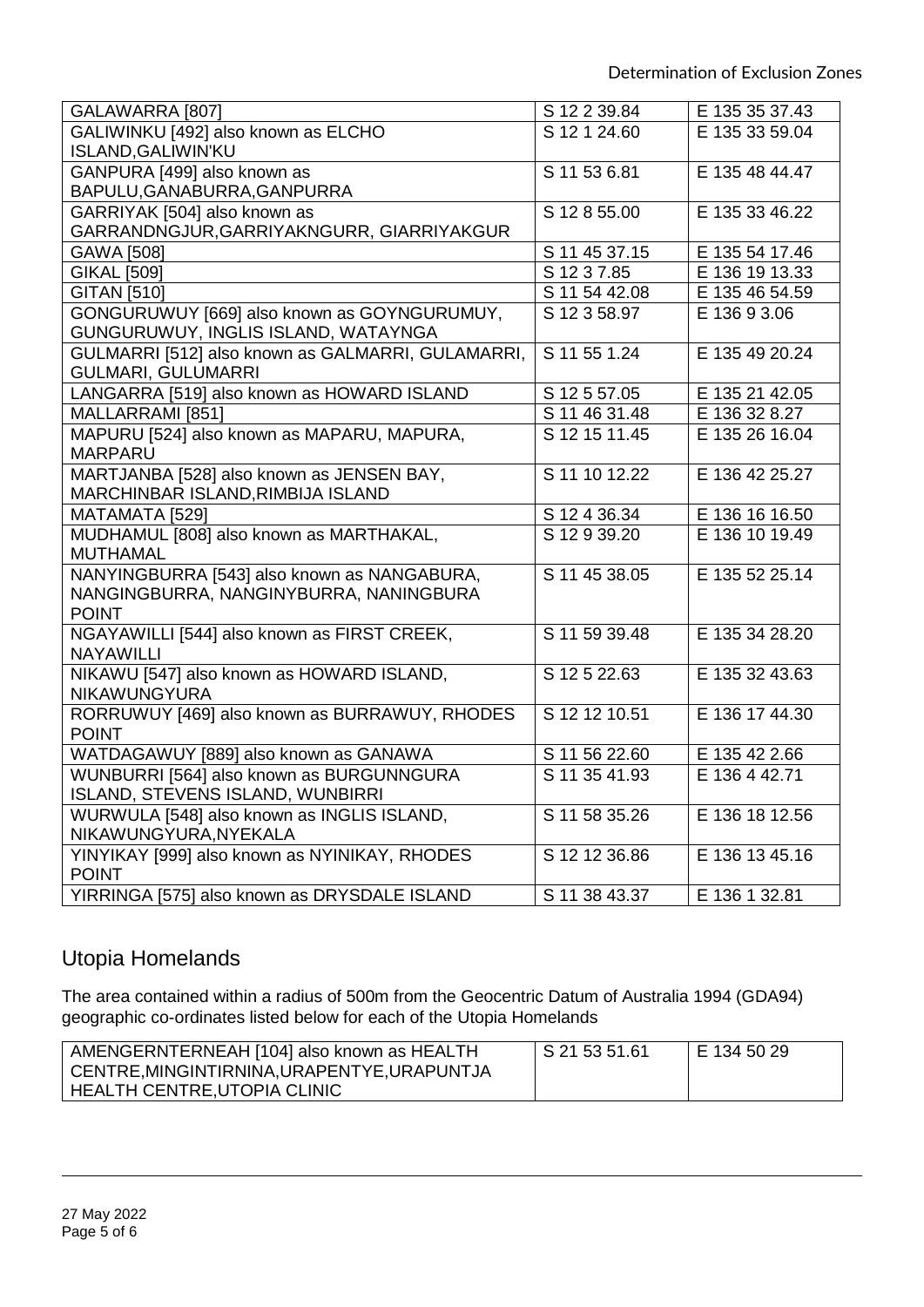| GALAWARRA [807] | S 12 2 39.84 | E 135 35 37.43 |
|---|---|---|
| GALIWINKU [492] also known as ELCHO ISLAND,GALIWIN'KU | S 12 1 24.60 | E 135 33 59.04 |
| GANPURA [499] also known as BAPULU,GANABURRA,GANPURRA | S 11 53 6.81 | E 135 48 44.47 |
| GARRIYAK [504] also known as GARRANDNGJUR,GARRIYAKNGURR, GIARRIYAKGUR | S 12 8 55.00 | E 135 33 46.22 |
| GAWA [508] | S 11 45 37.15 | E 135 54 17.46 |
| GIKAL [509] | S 12 3 7.85 | E 136 19 13.33 |
| GITAN [510] | S 11 54 42.08 | E 135 46 54.59 |
| GONGURUWUY [669] also known as GOYNGURUMUY, GUNGURUWUY, INGLIS ISLAND, WATAYNGA | S 12 3 58.97 | E 136 9 3.06 |
| GULMARRI [512] also known as GALMARRI, GULAMARRI, GULMARI, GULUMARRI | S 11 55 1.24 | E 135 49 20.24 |
| LANGARRA [519] also known as HOWARD ISLAND | S 12 5 57.05 | E 135 21 42.05 |
| MALLARRAMI [851] | S 11 46 31.48 | E 136 32 8.27 |
| MAPURU [524] also known as MAPARU, MAPURA, MARPARU | S 12 15 11.45 | E 135 26 16.04 |
| MARTJANBA [528] also known as JENSEN BAY, MARCHINBAR ISLAND,RIMBIJA ISLAND | S 11 10 12.22 | E 136 42 25.27 |
| MATAMATA [529] | S 12 4 36.34 | E 136 16 16.50 |
| MUDHAMUL [808] also known as MARTHAKAL, MUTHAMAL | S 12 9 39.20 | E 136 10 19.49 |
| NANYINGBURRA [543] also known as NANGABURA, NANGINGBURRA, NANGINYBURRA, NANINGBURA POINT | S 11 45 38.05 | E 135 52 25.14 |
| NGAYAWILLI [544] also known as FIRST CREEK, NAYAWILLI | S 11 59 39.48 | E 135 34 28.20 |
| NIKAWU [547] also known as HOWARD ISLAND, NIKAWUNGYURA | S 12 5 22.63 | E 135 32 43.63 |
| RORRUWUY [469] also known as BURRAWUY, RHODES POINT | S 12 12 10.51 | E 136 17 44.30 |
| WATDAGAWUY [889] also known as GANAWA | S 11 56 22.60 | E 135 42 2.66 |
| WUNBURRI [564] also known as BURGUNNGURA ISLAND, STEVENS ISLAND, WUNBIRRI | S 11 35 41.93 | E 136 4 42.71 |
| WURWULA [548] also known as INGLIS ISLAND, NIKAWUNGYURA,NYEKALA | S 11 58 35.26 | E 136 18 12.56 |
| YINYIKAY [999] also known as NYINIKAY, RHODES POINT | S 12 12 36.86 | E 136 13 45.16 |
| YIRRINGA [575] also known as DRYSDALE ISLAND | S 11 38 43.37 | E 136 1 32.81 |

## Utopia Homelands

The area contained within a radius of 500m from the Geocentric Datum of Australia 1994 (GDA94) geographic co-ordinates listed below for each of the Utopia Homelands

| AMENGERNTERNEAH [104] also known as HEALTH CENTRE,MINGINTIRNINA,URAPENTYE,URAPUNTJA HEALTH CENTRE,UTOPIA CLINIC | S 21 53 51.61 | E 134 50 29 |
|---|---|---|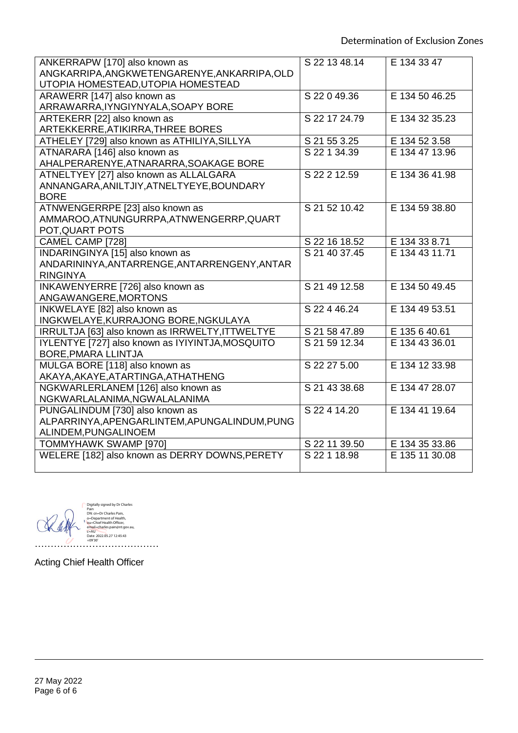| | | |
|---|---|---|
| ANKERRAPW [170] also known as ANGKARRIPA,ANGKWETENGARENYE,ANKARRIPA,OLD UTOPIA HOMESTEAD,UTOPIA HOMESTEAD | S 22 13 48.14 | E 134 33 47 |
| ARAWERR [147] also known as ARRAWARRA,IYNGIYNYALA,SOAPY BORE | S 22 0 49.36 | E 134 50 46.25 |
| ARTEKERR [22] also known as ARTEKKERRE,ATIKIRRA,THREE BORES | S 22 17 24.79 | E 134 32 35.23 |
| ATHELEY [729] also known as ATHILIYA,SILLYA | S 21 55 3.25 | E 134 52 3.58 |
| ATNARARA [146] also known as AHALPERARENYE,ATNARARRA,SOAKAGE BORE | S 22 1 34.39 | E 134 47 13.96 |
| ATNELTYEY [27] also known as ALLALGARA ANNANGARA,ANILTJIY,ATNELTYEYE,BOUNDARY BORE | S 22 2 12.59 | E 134 36 41.98 |
| ATNWENGERRPE [23] also known as AMMAROO,ATNUNGURRPA,ATNWENGERRP,QUART POT,QUART POTS | S 21 52 10.42 | E 134 59 38.80 |
| CAMEL CAMP [728] | S 22 16 18.52 | E 134 33 8.71 |
| INDARINGINYA [15] also known as ANDARININYA,ANTARRENGE,ANTARRENGENY,ANTAR RINGINYA | S 21 40 37.45 | E 134 43 11.71 |
| INKAWENYERRE [726] also known as ANGAWANGERE,MORTONS | S 21 49 12.58 | E 134 50 49.45 |
| INKWELAYE [82] also known as INGKWELAYE,KURRAJONG BORE,NGKULAYA | S 22 4 46.24 | E 134 49 53.51 |
| IRRULTJA [63] also known as IRRWELTY,ITTWELTYE | S 21 58 47.89 | E 135 6 40.61 |
| IYLENTYE [727] also known as IYIYINTJA,MOSQUITO BORE,PMARA LLINTJA | S 21 59 12.34 | E 134 43 36.01 |
| MULGA BORE [118] also known as AKAYA,AKAYE,ATARTINGA,ATHATHENG | S 22 27 5.00 | E 134 12 33.98 |
| NGKWARLERLANEM [126] also known as NGKWARLALANIMA,NGWALALANIMA | S 21 43 38.68 | E 134 47 28.07 |
| PUNGALINDUM [730] also known as ALPARRINYA,APENGARLINTEM,APUNGALINDUM,PUNG ALINDEM,PUNGALINOEM | S 22 4 14.20 | E 134 41 19.64 |
| TOMMYHAWK SWAMP [970] | S 22 11 39.50 | E 134 35 33.86 |
| WELERE [182] also known as DERRY DOWNS,PERETY | S 22 1 18.98 | E 135 11 30.08 |

Digitally signed by Dr Charles Pain
DN: cn=Dr Charles Pain, o=Department of Health, ou=Chief Health Officer, email=charles.pain@nt.gov.au, c=AU
Date: 2022.05.27 12:45:43 +09'30'

…………………………………

Acting Chief Health Officer